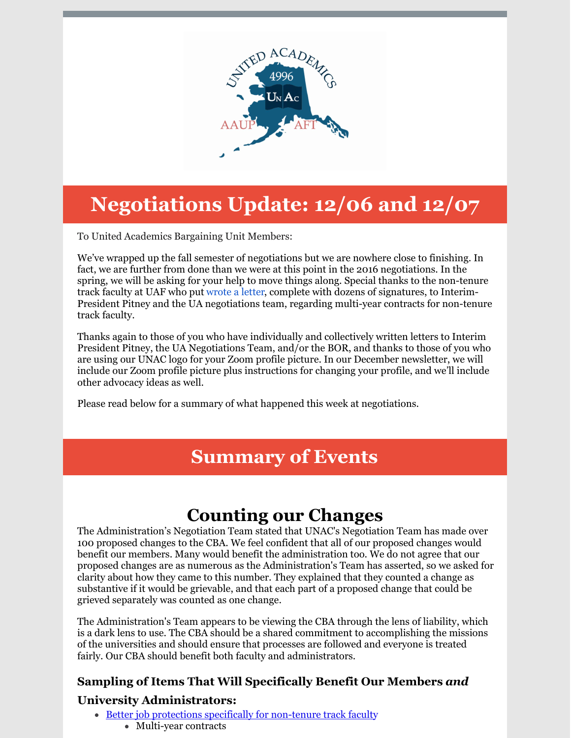# Negotiations Update: 12/06 and 12/07

To United Academics Bargaining Unit Members:

We've wrapped up the fall semester of negotiations but we are nowhere close to finishing. In fact, we are further from done than we were at this point in the 2016 negotiations. In the spring, we will be asking for your help to move things along. Special thanks to the non-tenure track faculty at UAF who put wrote a letter, complete with dozens of signatures, to Interim-President Pitney and the UA negotiations team, regarding multi-year contracts for non-tenure track faculty.

Thanks again to those of you who have individually and collectively written letters to Interim President Pitney, the UA Negotiations Team, and/or the BOR, and thanks to those of you who are using our UNAC logo for your Zoom profile picture. In our December newsletter, we will include our Zoom profile picture plus instructions for changing your profile, and we'll include other advocacy ideas as well.

Please read below for a summary of what happened this week at negotiations.

## Summary of Events

### Counting our Changes

The Administration's Negotiation Team stated that UNAC's Negotiation Team has made over 100 proposed changes to the CBA. We feel confident that all of our proposed changes would benefit our members. Many would benefit the administration too. We do not agree that our proposed changes are as numerous as the Administration's Team has asserted, so we asked for clarity about how they came to this number. They explained that they counted a change as substantive if it would be grievable, and that each part of a proposed change that could be grieved separately was counted as one change.

The Administration's Team appears to be viewing the CBA through the lens of liability, which is a dark lens to use. The CBA should be a shared commitment to accomplishing the missions of the universities and should ensure that processes are followed and everyone is treated fairly. Our CBA should benefit both faculty and administrators.

#### Sampling of Items That Will Specifically Benefit Our Members *and* University Administrators:

- Better job protections specifically for non-tenure track faculty
    - Multi-year contracts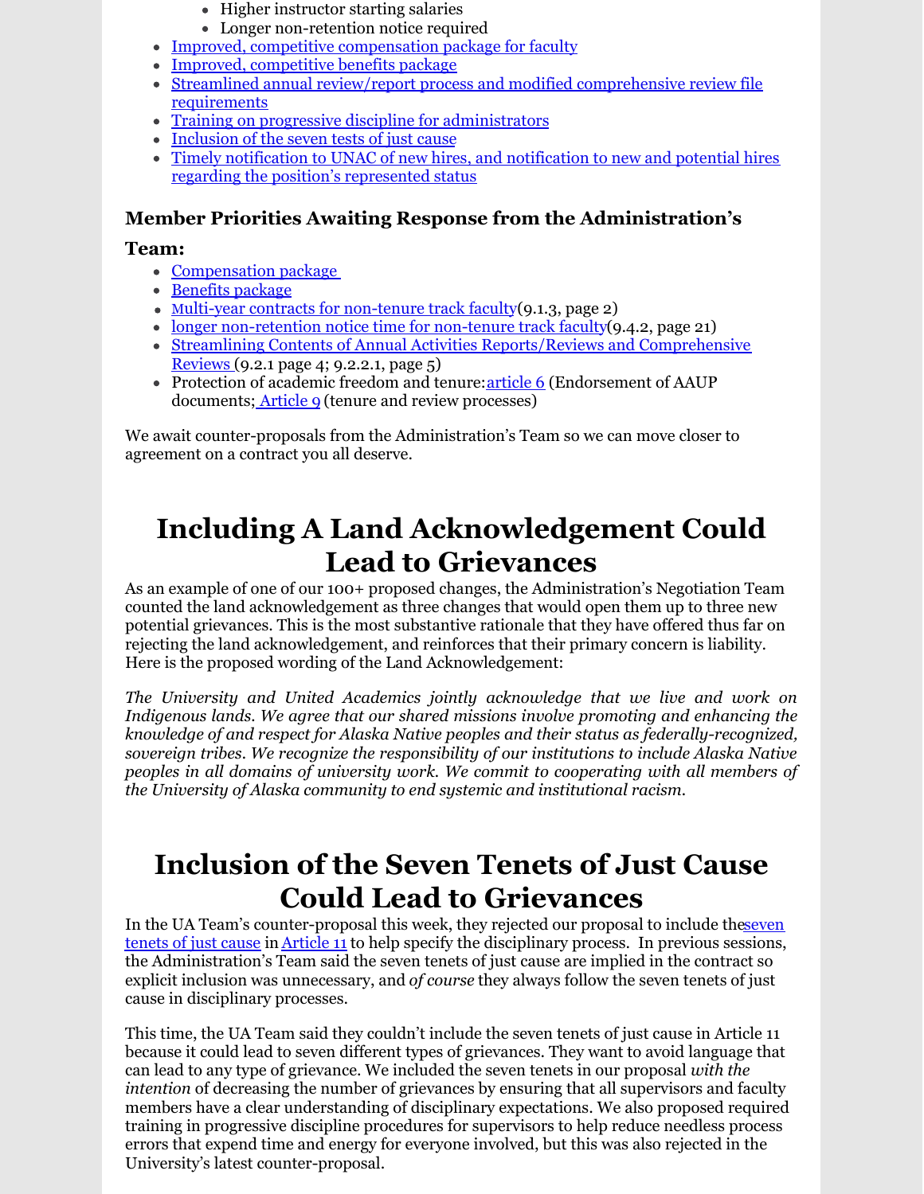- Higher instructor starting salaries
    - Longer non-retention notice required
- Improved, competitive compensation package for faculty
- Improved, competitive benefits package
- Streamlined annual review/report process and modified comprehensive review file requirements
- Training on progressive discipline for administrators
- Inclusion of the seven tests of just cause
- Timely notification to UNAC of new hires, and notification to new and potential hires regarding the position's represented status

### Member Priorities Awaiting Response from the Administration's Team:

- Compensation package
- Benefits package
- Multi-year contracts for non-tenure track faculty(9.1.3, page 2)
- longer non-retention notice time for non-tenure track faculty(9.4.2, page 21)
- Streamlining Contents of Annual Activities Reports/Reviews and Comprehensive Reviews (9.2.1 page 4; 9.2.2.1, page 5)
- Protection of academic freedom and tenure: article 6 (Endorsement of AAUP documents; Article 9 (tenure and review processes)

We await counter-proposals from the Administration's Team so we can move closer to agreement on a contract you all deserve.

# Including A Land Acknowledgement Could Lead to Grievances

As an example of one of our 100+ proposed changes, the Administration's Negotiation Team counted the land acknowledgement as three changes that would open them up to three new potential grievances. This is the most substantive rationale that they have offered thus far on rejecting the land acknowledgement, and reinforces that their primary concern is liability. Here is the proposed wording of the Land Acknowledgement:

*The University and United Academics jointly acknowledge that we live and work on Indigenous lands. We agree that our shared missions involve promoting and enhancing the knowledge of and respect for Alaska Native peoples and their status as federally-recognized, sovereign tribes. We recognize the responsibility of our institutions to include Alaska Native peoples in all domains of university work. We commit to cooperating with all members of the University of Alaska community to end systemic and institutional racism.*

# Inclusion of the Seven Tenets of Just Cause Could Lead to Grievances

In the UA Team's counter-proposal this week, they rejected our proposal to include the seven tenets of just cause in Article 11 to help specify the disciplinary process. In previous sessions, the Administration's Team said the seven tenets of just cause are implied in the contract so explicit inclusion was unnecessary, and *of course* they always follow the seven tenets of just cause in disciplinary processes.

This time, the UA Team said they couldn't include the seven tenets of just cause in Article 11 because it could lead to seven different types of grievances. They want to avoid language that can lead to any type of grievance. We included the seven tenets in our proposal *with the intention* of decreasing the number of grievances by ensuring that all supervisors and faculty members have a clear understanding of disciplinary expectations. We also proposed required training in progressive discipline procedures for supervisors to help reduce needless process errors that expend time and energy for everyone involved, but this was also rejected in the University's latest counter-proposal.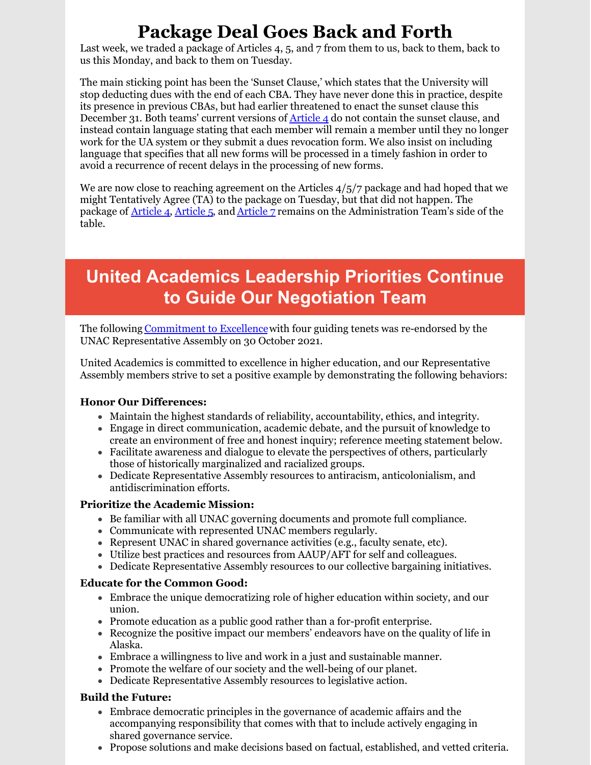# Package Deal Goes Back and Forth

Last week, we traded a package of Articles 4, 5, and 7 from them to us, back to them, back to us this Monday, and back to them on Tuesday.

The main sticking point has been the 'Sunset Clause,' which states that the University will stop deducting dues with the end of each CBA. They have never done this in practice, despite its presence in previous CBAs, but had earlier threatened to enact the sunset clause this December 31. Both teams' current versions of Article 4 do not contain the sunset clause, and instead contain language stating that each member will remain a member until they no longer work for the UA system or they submit a dues revocation form. We also insist on including language that specifies that all new forms will be processed in a timely fashion in order to avoid a recurrence of recent delays in the processing of new forms.

We are now close to reaching agreement on the Articles 4/5/7 package and had hoped that we might Tentatively Agree (TA) to the package on Tuesday, but that did not happen. The package of Article 4, Article 5, and Article 7 remains on the Administration Team's side of the table.

## United Academics Leadership Priorities Continue to Guide Our Negotiation Team

The following Commitment to Excellence with four guiding tenets was re-endorsed by the UNAC Representative Assembly on 30 October 2021.

United Academics is committed to excellence in higher education, and our Representative Assembly members strive to set a positive example by demonstrating the following behaviors:

**Honor Our Differences:**

- Maintain the highest standards of reliability, accountability, ethics, and integrity.
- Engage in direct communication, academic debate, and the pursuit of knowledge to create an environment of free and honest inquiry; reference meeting statement below.
- Facilitate awareness and dialogue to elevate the perspectives of others, particularly those of historically marginalized and racialized groups.
- Dedicate Representative Assembly resources to antiracism, anticolonialism, and antidiscrimination efforts.

**Prioritize the Academic Mission:**

- Be familiar with all UNAC governing documents and promote full compliance.
- Communicate with represented UNAC members regularly.
- Represent UNAC in shared governance activities (e.g., faculty senate, etc).
- Utilize best practices and resources from AAUP/AFT for self and colleagues.
- Dedicate Representative Assembly resources to our collective bargaining initiatives.

**Educate for the Common Good:**

- Embrace the unique democratizing role of higher education within society, and our union.
- Promote education as a public good rather than a for-profit enterprise.
- Recognize the positive impact our members' endeavors have on the quality of life in Alaska.
- Embrace a willingness to live and work in a just and sustainable manner.
- Promote the welfare of our society and the well-being of our planet.
- Dedicate Representative Assembly resources to legislative action.

**Build the Future:**

- Embrace democratic principles in the governance of academic affairs and the accompanying responsibility that comes with that to include actively engaging in shared governance service.
- Propose solutions and make decisions based on factual, established, and vetted criteria.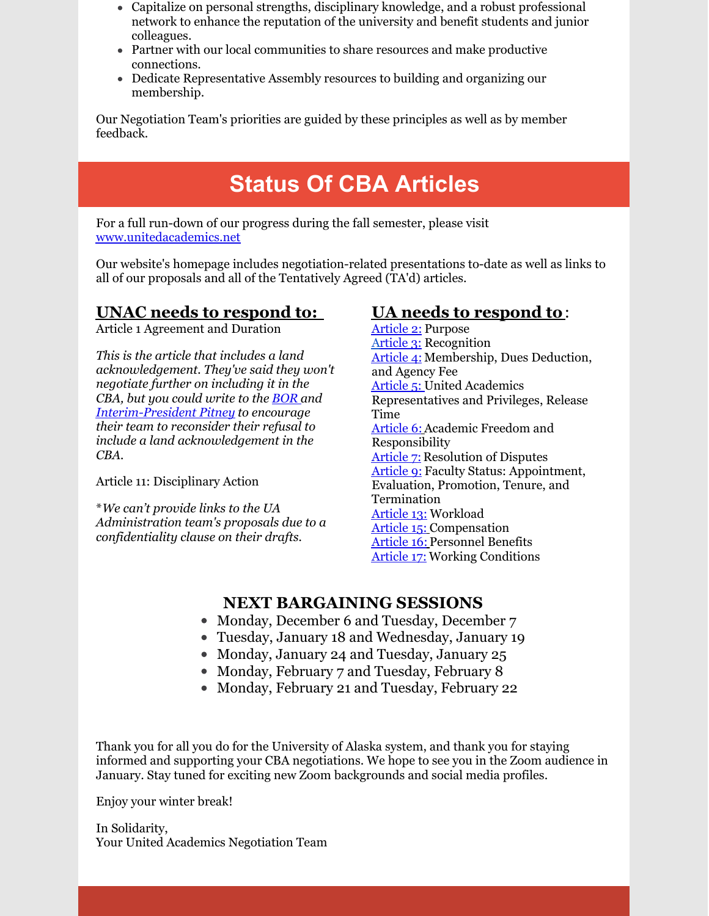- Capitalize on personal strengths, disciplinary knowledge, and a robust professional network to enhance the reputation of the university and benefit students and junior colleagues.
- Partner with our local communities to share resources and make productive connections.
- Dedicate Representative Assembly resources to building and organizing our membership.

Our Negotiation Team's priorities are guided by these principles as well as by member feedback.

## Status Of CBA Articles

For a full run-down of our progress during the fall semester, please visit [www.unitedacademics.net](www.unitedacademics.net)

Our website's homepage includes negotiation-related presentations to-date as well as links to all of our proposals and all of the Tentatively Agreed (TA'd) articles.

### UNAC needs to respond to:

Article 1 Agreement and Duration

*This is the article that includes a land acknowledgement. They've said they won't negotiate further on including it in the CBA, but you could write to the [BOR](#) and [Interim-President Pitney](#) to encourage their team to reconsider their refusal to include a land acknowledgement in the CBA.*

Article 11: Disciplinary Action

**We can't provide links to the UA Administration team's proposals due to a confidentiality clause on their drafts.*

### UA needs to respond to:

[Article 2:](#) Purpose
[Article 3:](#) Recognition
[Article 4:](#) Membership, Dues Deduction, and Agency Fee
[Article 5:](#) United Academics Representatives and Privileges, Release Time
[Article 6:](#) Academic Freedom and Responsibility
[Article 7:](#) Resolution of Disputes
[Article 9:](#) Faculty Status: Appointment, Evaluation, Promotion, Tenure, and Termination
[Article 13:](#) Workload
[Article 15:](#) Compensation
[Article 16:](#) Personnel Benefits
[Article 17:](#) Working Conditions

### NEXT BARGAINING SESSIONS

- Monday, December 6 and Tuesday, December 7
- Tuesday, January 18 and Wednesday, January 19
- Monday, January 24 and Tuesday, January 25
- Monday, February 7 and Tuesday, February 8
- Monday, February 21 and Tuesday, February 22

Thank you for all you do for the University of Alaska system, and thank you for staying informed and supporting your CBA negotiations. We hope to see you in the Zoom audience in January. Stay tuned for exciting new Zoom backgrounds and social media profiles.

Enjoy your winter break!

In Solidarity,
Your United Academics Negotiation Team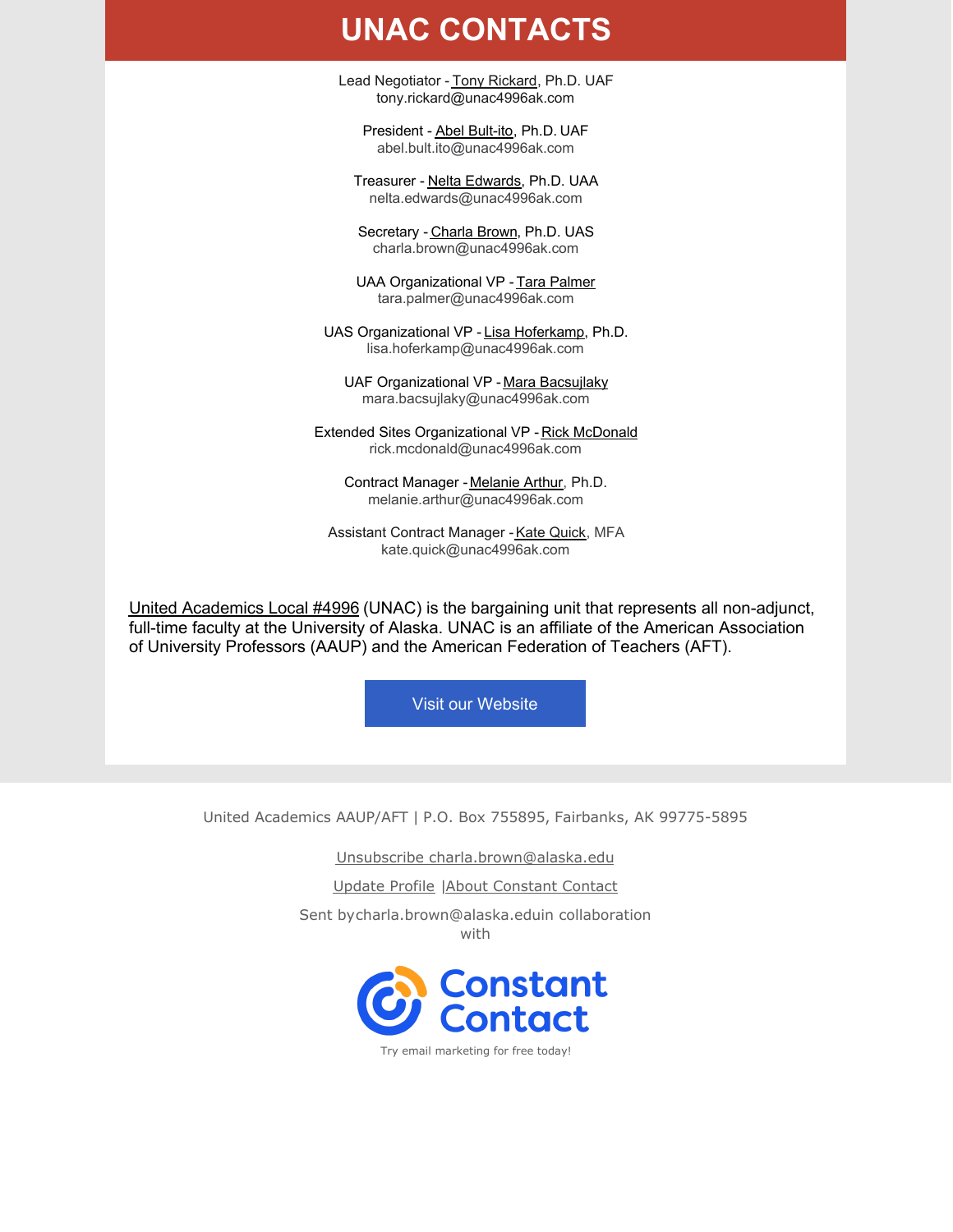# UNAC CONTACTS

Lead Negotiator - Tony Rickard, Ph.D. UAF
tony.rickard@unac4996ak.com

President - Abel Bult-ito, Ph.D. UAF
abel.bult.ito@unac4996ak.com

Treasurer - Nelta Edwards, Ph.D. UAA
nelta.edwards@unac4996ak.com

Secretary - Charla Brown, Ph.D. UAS
charla.brown@unac4996ak.com

UAA Organizational VP - Tara Palmer
tara.palmer@unac4996ak.com

UAS Organizational VP - Lisa Hoferkamp, Ph.D.
lisa.hoferkamp@unac4996ak.com

UAF Organizational VP - Mara Bacsujlaky
mara.bacsujlaky@unac4996ak.com

Extended Sites Organizational VP - Rick McDonald
rick.mcdonald@unac4996ak.com

Contract Manager - Melanie Arthur, Ph.D.
melanie.arthur@unac4996ak.com

Assistant Contract Manager - Kate Quick, MFA
kate.quick@unac4996ak.com

United Academics Local #4996 (UNAC) is the bargaining unit that represents all non-adjunct, full-time faculty at the University of Alaska. UNAC is an affiliate of the American Association of University Professors (AAUP) and the American Federation of Teachers (AFT).

Visit our Website

United Academics AAUP/AFT | P.O. Box 755895, Fairbanks, AK 99775-5895

Unsubscribe charla.brown@alaska.edu

Update Profile | About Constant Contact

Sent by charla.brown@alaska.edu in collaboration with

Constant Contact

Try email marketing for free today!